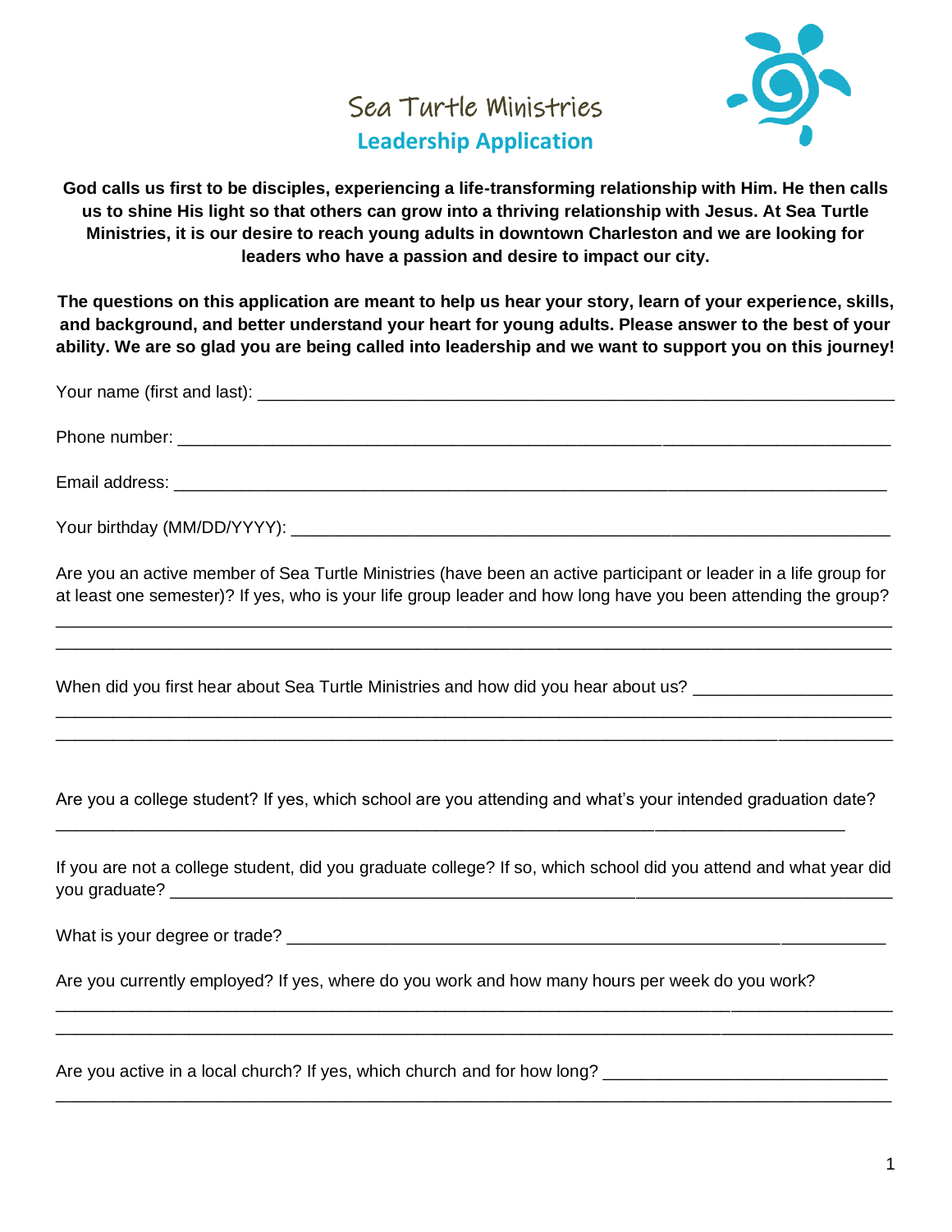# Sea Turtle Ministries

## Leadership Application

**God calls us first to be disciples, experiencing a life-transforming relationship with Him. He then calls us to shine His light so that others can grow into a thriving relationship with Jesus. At Sea Turtle Ministries, it is our desire to reach young adults in downtown Charleston and we are looking for leaders who have a passion and desire to impact our city.**

**The questions on this application are meant to help us hear your story, learn of your experience, skills, and background, and better understand your heart for young adults. Please answer to the best of your ability. We are so glad you are being called into leadership and we want to support you on this journey!**

Your name (first and last): ___________________________________________________________

Phone number: ___________________________________________________________

Email address: ___________________________________________________________

Your birthday (MM/DD/YYYY): ___________________________________________________________

Are you an active member of Sea Turtle Ministries (have been an active participant or leader in a life group for at least one semester)? If yes, who is your life group leader and how long have you been attending the group?

___________________________________________________________

___________________________________________________________

When did you first hear about Sea Turtle Ministries and how did you hear about us? ____________________

___________________________________________________________

___________________________________________________________

Are you a college student? If yes, which school are you attending and what's your intended graduation date?

___________________________________________________________

If you are not a college student, did you graduate college? If so, which school did you attend and what year did you graduate? ___________________________________________________________

What is your degree or trade? ___________________________________________________________

Are you currently employed? If yes, where do you work and how many hours per week do you work?

___________________________________________________________

___________________________________________________________

Are you active in a local church? If yes, which church and for how long? ______________________________

___________________________________________________________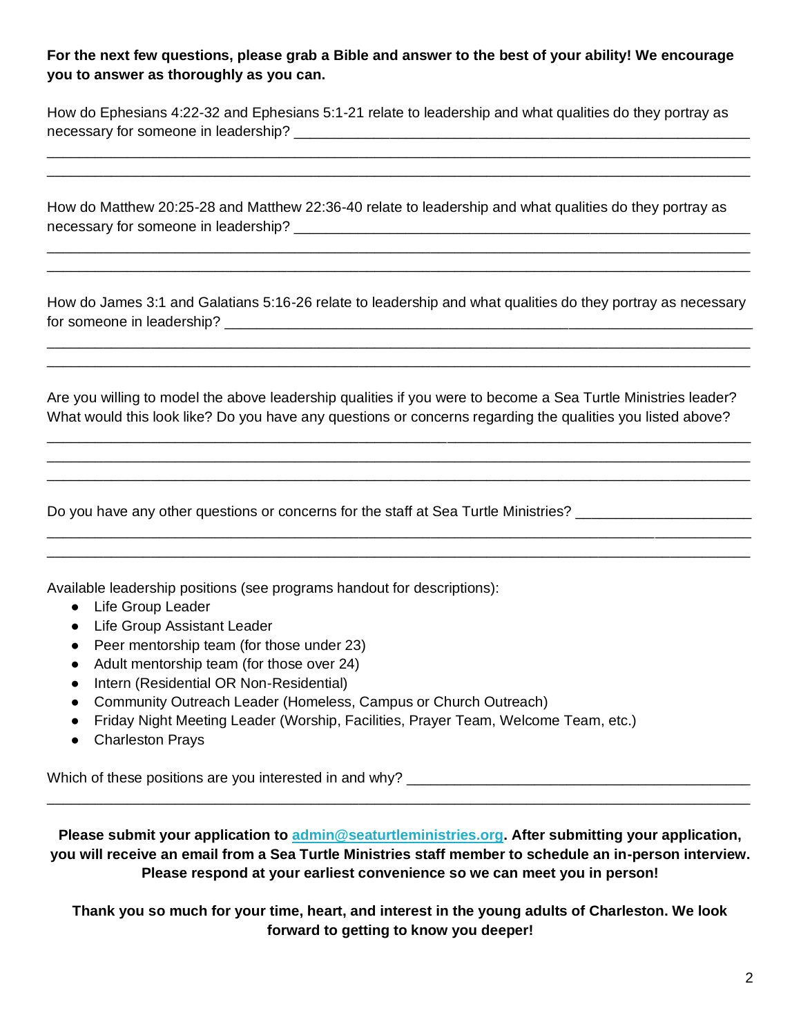**For the next few questions, please grab a Bible and answer to the best of your ability! We encourage you to answer as thoroughly as you can.**

How do Ephesians 4:22-32 and Ephesians 5:1-21 relate to leadership and what qualities do they portray as necessary for someone in leadership? ______________________________________________________________
________________________________________________________________________________________
________________________________________________________________________________________

How do Matthew 20:25-28 and Matthew 22:36-40 relate to leadership and what qualities do they portray as necessary for someone in leadership? ______________________________________________________________
________________________________________________________________________________________
________________________________________________________________________________________

How do James 3:1 and Galatians 5:16-26 relate to leadership and what qualities do they portray as necessary for someone in leadership? ______________________________________________________________________
________________________________________________________________________________________
________________________________________________________________________________________

Are you willing to model the above leadership qualities if you were to become a Sea Turtle Ministries leader? What would this look like? Do you have any questions or concerns regarding the qualities you listed above?
________________________________________________________________________________________
________________________________________________________________________________________
________________________________________________________________________________________

Do you have any other questions or concerns for the staff at Sea Turtle Ministries? _______________________
________________________________________________________________________________________
________________________________________________________________________________________

Available leadership positions (see programs handout for descriptions):

- Life Group Leader
- Life Group Assistant Leader
- Peer mentorship team (for those under 23)
- Adult mentorship team (for those over 24)
- Intern (Residential OR Non-Residential)
- Community Outreach Leader (Homeless, Campus or Church Outreach)
- Friday Night Meeting Leader (Worship, Facilities, Prayer Team, Welcome Team, etc.)
- Charleston Prays

Which of these positions are you interested in and why? ____________________________________________
________________________________________________________________________________________

**Please submit your application to admin@seaturtleministries.org. After submitting your application, you will receive an email from a Sea Turtle Ministries staff member to schedule an in-person interview. Please respond at your earliest convenience so we can meet you in person!**

**Thank you so much for your time, heart, and interest in the young adults of Charleston. We look forward to getting to know you deeper!**